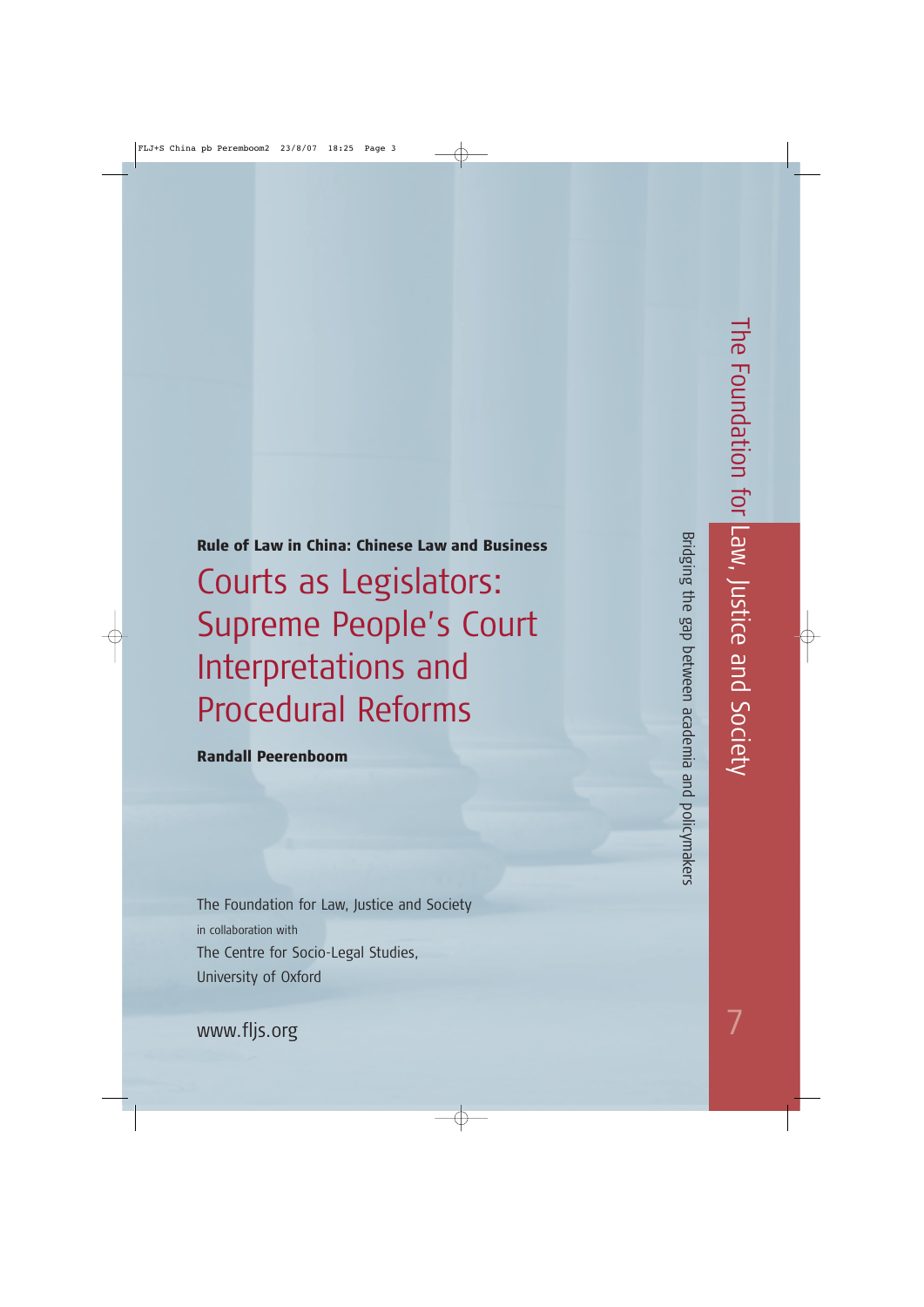**Rule of Law in China: Chinese Law and Business**

# Courts as Legislators: Supreme People's Court Interpretations and Procedural Reforms

**Randall Peerenboom**

The Foundation for Law, Justice and Society
in collaboration with
The Centre for Socio-Legal Studies,
University of Oxford

www.fljs.org

The Foundation for Law, Justice and Society

Bridging the gap between academia and policymakers

7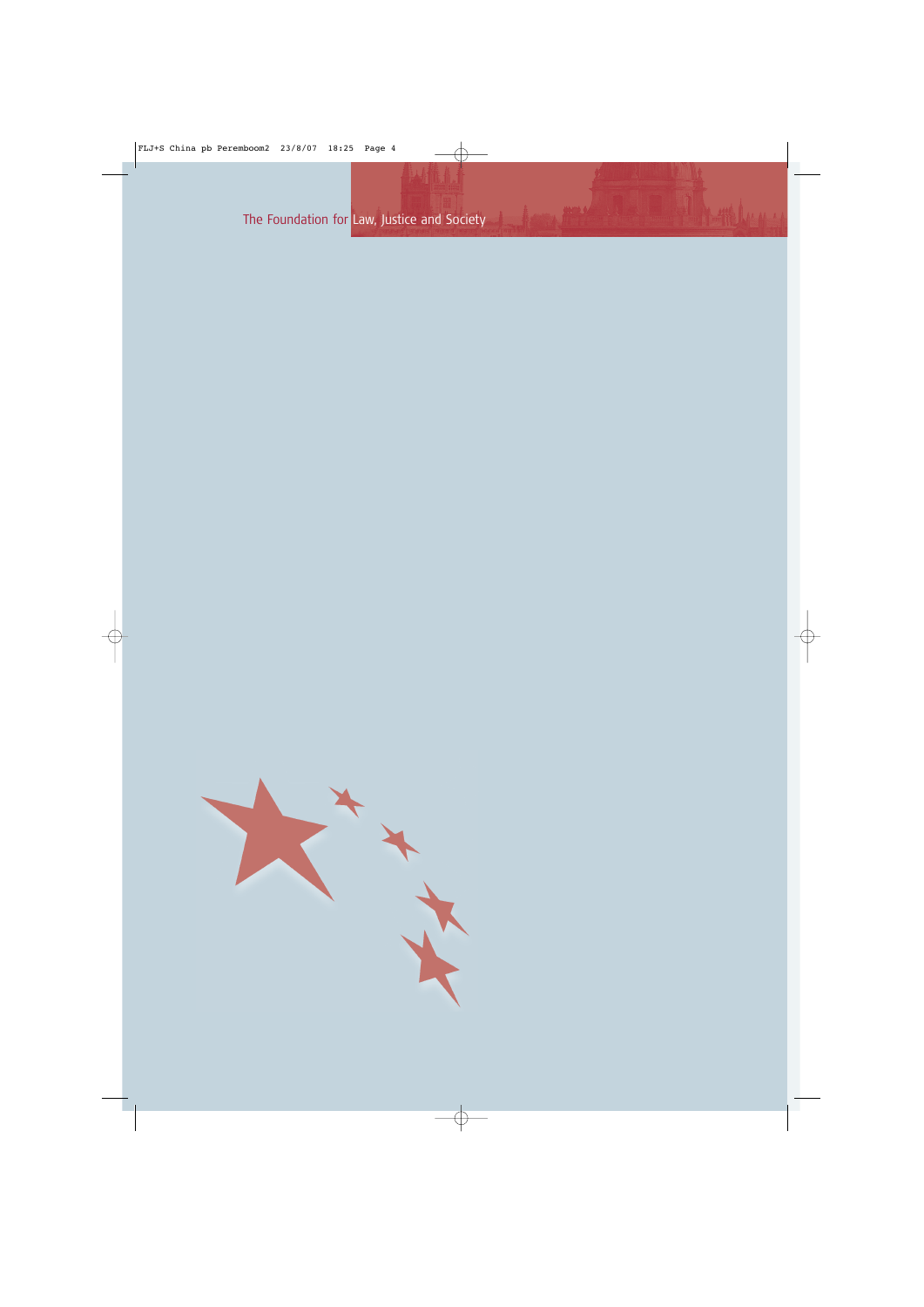The Foundation for Law, Justice and Society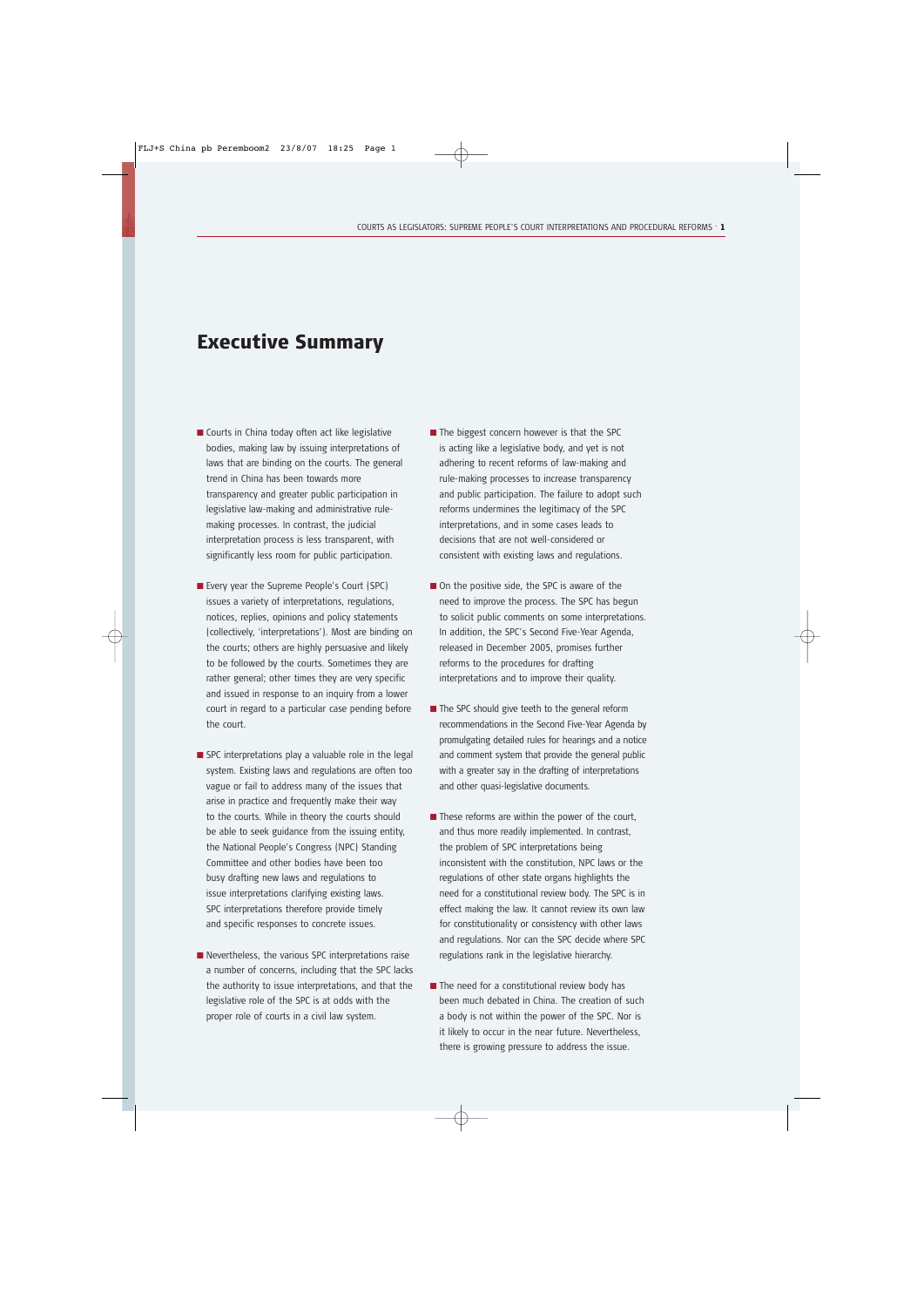# Executive Summary

- Courts in China today often act like legislative bodies, making law by issuing interpretations of laws that are binding on the courts. The general trend in China has been towards more transparency and greater public participation in legislative law-making and administrative rule-making processes. In contrast, the judicial interpretation process is less transparent, with significantly less room for public participation.

- Every year the Supreme People's Court (SPC) issues a variety of interpretations, regulations, notices, replies, opinions and policy statements (collectively, 'interpretations'). Most are binding on the courts; others are highly persuasive and likely to be followed by the courts. Sometimes they are rather general; other times they are very specific and issued in response to an inquiry from a lower court in regard to a particular case pending before the court.

- SPC interpretations play a valuable role in the legal system. Existing laws and regulations are often too vague or fail to address many of the issues that arise in practice and frequently make their way to the courts. While in theory the courts should be able to seek guidance from the issuing entity, the National People's Congress (NPC) Standing Committee and other bodies have been too busy drafting new laws and regulations to issue interpretations clarifying existing laws. SPC interpretations therefore provide timely and specific responses to concrete issues.

- Nevertheless, the various SPC interpretations raise a number of concerns, including that the SPC lacks the authority to issue interpretations, and that the legislative role of the SPC is at odds with the proper role of courts in a civil law system.

- The biggest concern however is that the SPC is acting like a legislative body, and yet is not adhering to recent reforms of law-making and rule-making processes to increase transparency and public participation. The failure to adopt such reforms undermines the legitimacy of the SPC interpretations, and in some cases leads to decisions that are not well-considered or consistent with existing laws and regulations.

- On the positive side, the SPC is aware of the need to improve the process. The SPC has begun to solicit public comments on some interpretations. In addition, the SPC's Second Five-Year Agenda, released in December 2005, promises further reforms to the procedures for drafting interpretations and to improve their quality.

- The SPC should give teeth to the general reform recommendations in the Second Five-Year Agenda by promulgating detailed rules for hearings and a notice and comment system that provide the general public with a greater say in the drafting of interpretations and other quasi-legislative documents.

- These reforms are within the power of the court, and thus more readily implemented. In contrast, the problem of SPC interpretations being inconsistent with the constitution, NPC laws or the regulations of other state organs highlights the need for a constitutional review body. The SPC is in effect making the law. It cannot review its own law for constitutionality or consistency with other laws and regulations. Nor can the SPC decide where SPC regulations rank in the legislative hierarchy.

- The need for a constitutional review body has been much debated in China. The creation of such a body is not within the power of the SPC. Nor is it likely to occur in the near future. Nevertheless, there is growing pressure to address the issue.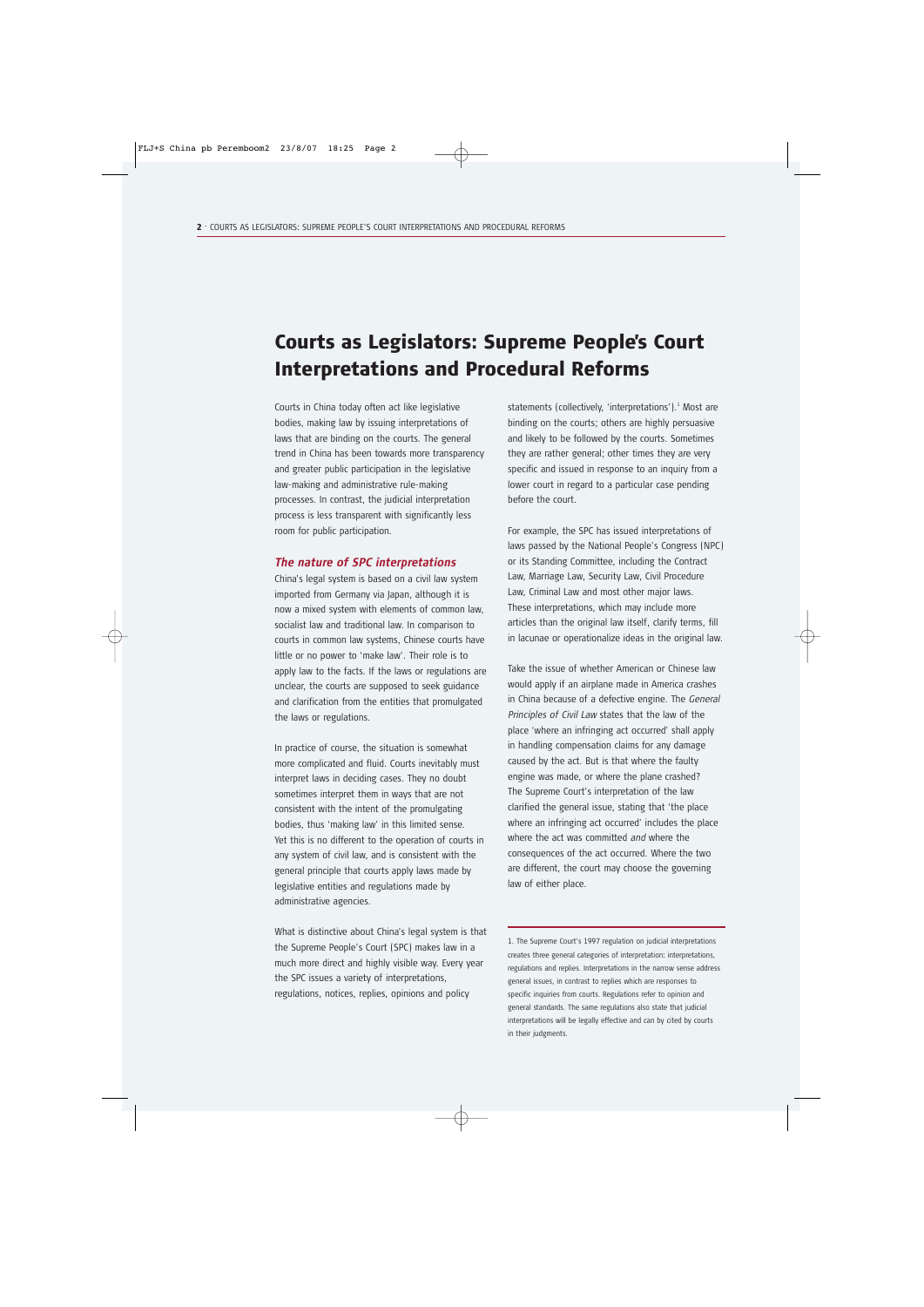# Courts as Legislators: Supreme People's Court Interpretations and Procedural Reforms

Courts in China today often act like legislative bodies, making law by issuing interpretations of laws that are binding on the courts. The general trend in China has been towards more transparency and greater public participation in the legislative law-making and administrative rule-making processes. In contrast, the judicial interpretation process is less transparent with significantly less room for public participation.

### *The nature of SPC interpretations*

China's legal system is based on a civil law system imported from Germany via Japan, although it is now a mixed system with elements of common law, socialist law and traditional law. In comparison to courts in common law systems, Chinese courts have little or no power to 'make law'. Their role is to apply law to the facts. If the laws or regulations are unclear, the courts are supposed to seek guidance and clarification from the entities that promulgated the laws or regulations.

In practice of course, the situation is somewhat more complicated and fluid. Courts inevitably must interpret laws in deciding cases. They no doubt sometimes interpret them in ways that are not consistent with the intent of the promulgating bodies, thus 'making law' in this limited sense. Yet this is no different to the operation of courts in any system of civil law, and is consistent with the general principle that courts apply laws made by legislative entities and regulations made by administrative agencies.

What is distinctive about China's legal system is that the Supreme People's Court (SPC) makes law in a much more direct and highly visible way. Every year the SPC issues a variety of interpretations, regulations, notices, replies, opinions and policy statements (collectively, 'interpretations').[1] Most are binding on the courts; others are highly persuasive and likely to be followed by the courts. Sometimes they are rather general; other times they are very specific and issued in response to an inquiry from a lower court in regard to a particular case pending before the court.

For example, the SPC has issued interpretations of laws passed by the National People's Congress (NPC) or its Standing Committee, including the Contract Law, Marriage Law, Security Law, Civil Procedure Law, Criminal Law and most other major laws. These interpretations, which may include more articles than the original law itself, clarify terms, fill in lacunae or operationalize ideas in the original law.

Take the issue of whether American or Chinese law would apply if an airplane made in America crashes in China because of a defective engine. The *General Principles of Civil Law* states that the law of the place 'where an infringing act occurred' shall apply in handling compensation claims for any damage caused by the act. But is that where the faulty engine was made, or where the plane crashed? The Supreme Court's interpretation of the law clarified the general issue, stating that 'the place where an infringing act occurred' includes the place where the act was committed *and* where the consequences of the act occurred. Where the two are different, the court may choose the governing law of either place.

---

1. The Supreme Court's 1997 regulation on judicial interpretations creates three general categories of interpretation: interpretations, regulations and replies. Interpretations in the narrow sense address general issues, in contrast to replies which are responses to specific inquiries from courts. Regulations refer to opinion and general standards. The same regulations also state that judicial interpretations will be legally effective and can by cited by courts in their judgments.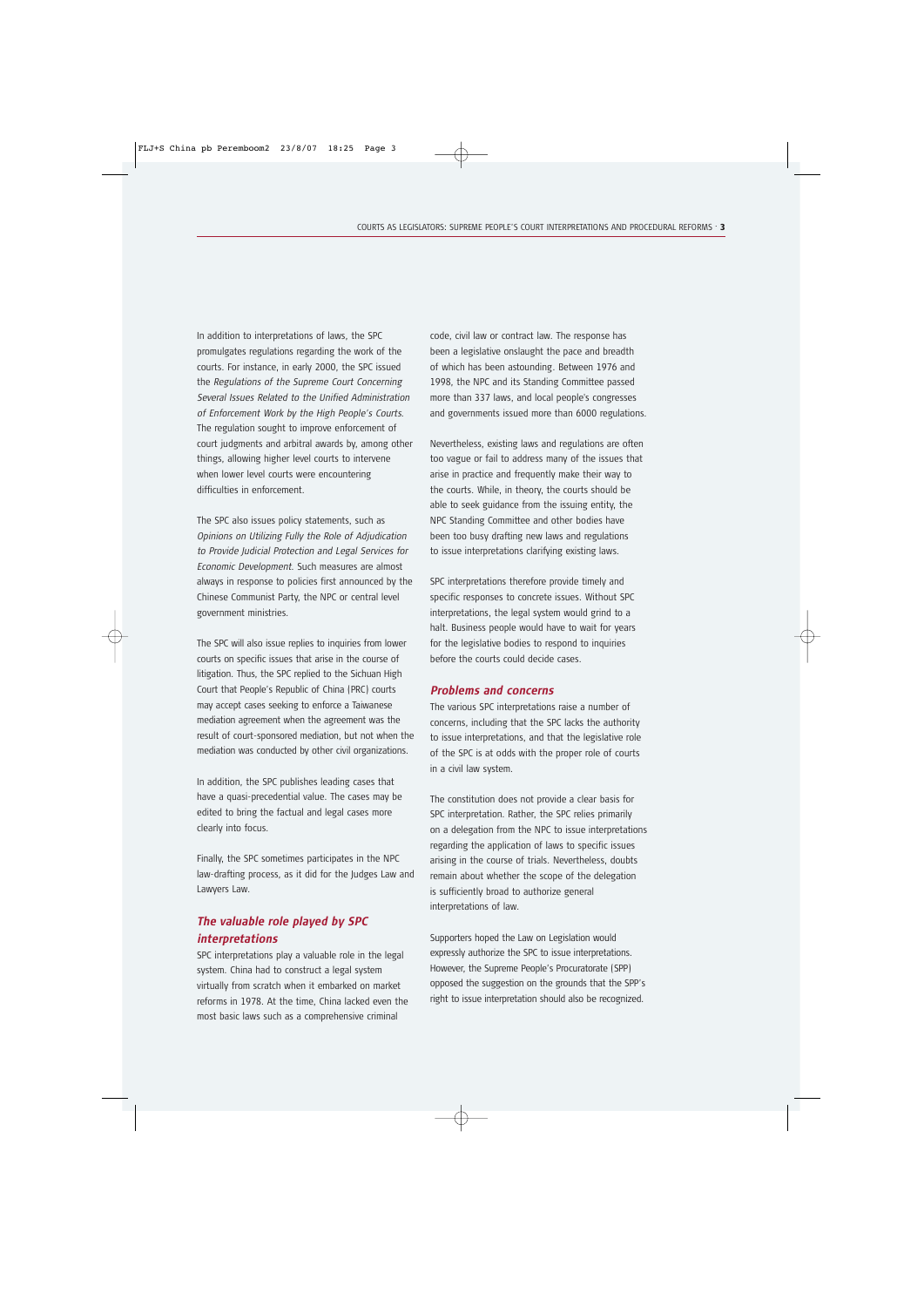In addition to interpretations of laws, the SPC promulgates regulations regarding the work of the courts. For instance, in early 2000, the SPC issued the *Regulations of the Supreme Court Concerning Several Issues Related to the Unified Administration of Enforcement Work by the High People's Courts*. The regulation sought to improve enforcement of court judgments and arbitral awards by, among other things, allowing higher level courts to intervene when lower level courts were encountering difficulties in enforcement.

The SPC also issues policy statements, such as *Opinions on Utilizing Fully the Role of Adjudication to Provide Judicial Protection and Legal Services for Economic Development*. Such measures are almost always in response to policies first announced by the Chinese Communist Party, the NPC or central level government ministries.

The SPC will also issue replies to inquiries from lower courts on specific issues that arise in the course of litigation. Thus, the SPC replied to the Sichuan High Court that People's Republic of China (PRC) courts may accept cases seeking to enforce a Taiwanese mediation agreement when the agreement was the result of court-sponsored mediation, but not when the mediation was conducted by other civil organizations.

In addition, the SPC publishes leading cases that have a quasi-precedential value. The cases may be edited to bring the factual and legal cases more clearly into focus.

Finally, the SPC sometimes participates in the NPC law-drafting process, as it did for the Judges Law and Lawyers Law.

## *The valuable role played by SPC interpretations*

SPC interpretations play a valuable role in the legal system. China had to construct a legal system virtually from scratch when it embarked on market reforms in 1978. At the time, China lacked even the most basic laws such as a comprehensive criminal code, civil law or contract law. The response has been a legislative onslaught the pace and breadth of which has been astounding. Between 1976 and 1998, the NPC and its Standing Committee passed more than 337 laws, and local people's congresses and governments issued more than 6000 regulations.

Nevertheless, existing laws and regulations are often too vague or fail to address many of the issues that arise in practice and frequently make their way to the courts. While, in theory, the courts should be able to seek guidance from the issuing entity, the NPC Standing Committee and other bodies have been too busy drafting new laws and regulations to issue interpretations clarifying existing laws.

SPC interpretations therefore provide timely and specific responses to concrete issues. Without SPC interpretations, the legal system would grind to a halt. Business people would have to wait for years for the legislative bodies to respond to inquiries before the courts could decide cases.

## *Problems and concerns*

The various SPC interpretations raise a number of concerns, including that the SPC lacks the authority to issue interpretations, and that the legislative role of the SPC is at odds with the proper role of courts in a civil law system.

The constitution does not provide a clear basis for SPC interpretation. Rather, the SPC relies primarily on a delegation from the NPC to issue interpretations regarding the application of laws to specific issues arising in the course of trials. Nevertheless, doubts remain about whether the scope of the delegation is sufficiently broad to authorize general interpretations of law.

Supporters hoped the Law on Legislation would expressly authorize the SPC to issue interpretations. However, the Supreme People's Procuratorate (SPP) opposed the suggestion on the grounds that the SPP's right to issue interpretation should also be recognized.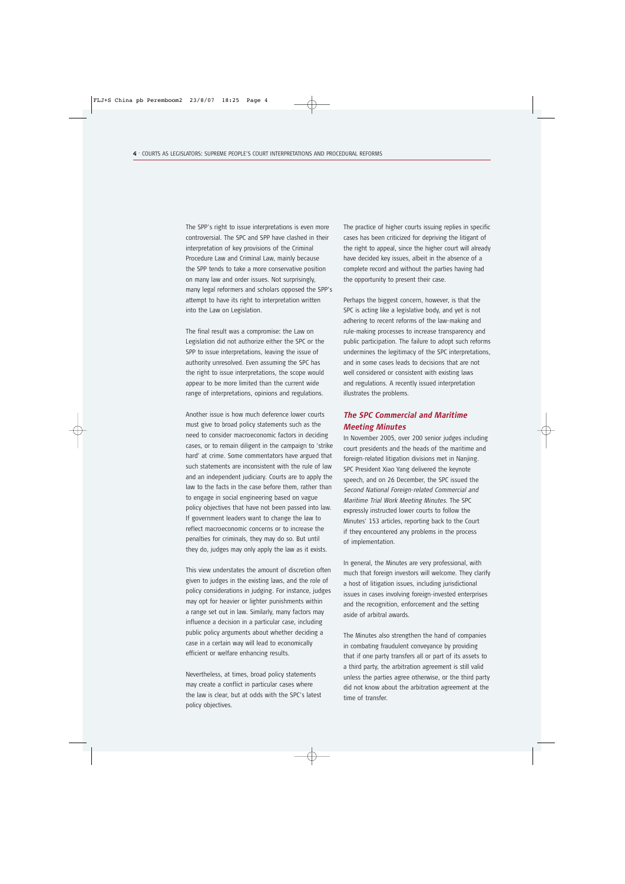The SPP's right to issue interpretations is even more controversial. The SPC and SPP have clashed in their interpretation of key provisions of the Criminal Procedure Law and Criminal Law, mainly because the SPP tends to take a more conservative position on many law and order issues. Not surprisingly, many legal reformers and scholars opposed the SPP's attempt to have its right to interpretation written into the Law on Legislation.

The final result was a compromise: the Law on Legislation did not authorize either the SPC or the SPP to issue interpretations, leaving the issue of authority unresolved. Even assuming the SPC has the right to issue interpretations, the scope would appear to be more limited than the current wide range of interpretations, opinions and regulations.

Another issue is how much deference lower courts must give to broad policy statements such as the need to consider macroeconomic factors in deciding cases, or to remain diligent in the campaign to 'strike hard' at crime. Some commentators have argued that such statements are inconsistent with the rule of law and an independent judiciary. Courts are to apply the law to the facts in the case before them, rather than to engage in social engineering based on vague policy objectives that have not been passed into law. If government leaders want to change the law to reflect macroeconomic concerns or to increase the penalties for criminals, they may do so. But until they do, judges may only apply the law as it exists.

This view understates the amount of discretion often given to judges in the existing laws, and the role of policy considerations in judging. For instance, judges may opt for heavier or lighter punishments within a range set out in law. Similarly, many factors may influence a decision in a particular case, including public policy arguments about whether deciding a case in a certain way will lead to economically efficient or welfare enhancing results.

Nevertheless, at times, broad policy statements may create a conflict in particular cases where the law is clear, but at odds with the SPC's latest policy objectives.

The practice of higher courts issuing replies in specific cases has been criticized for depriving the litigant of the right to appeal, since the higher court will already have decided key issues, albeit in the absence of a complete record and without the parties having had the opportunity to present their case.

Perhaps the biggest concern, however, is that the SPC is acting like a legislative body, and yet is not adhering to recent reforms of the law-making and rule-making processes to increase transparency and public participation. The failure to adopt such reforms undermines the legitimacy of the SPC interpretations, and in some cases leads to decisions that are not well considered or consistent with existing laws and regulations. A recently issued interpretation illustrates the problems.

## *The SPC Commercial and Maritime Meeting Minutes*

In November 2005, over 200 senior judges including court presidents and the heads of the maritime and foreign-related litigation divisions met in Nanjing. SPC President Xiao Yang delivered the keynote speech, and on 26 December, the SPC issued the *Second National Foreign-related Commercial and Maritime Trial Work Meeting Minutes*. The SPC expressly instructed lower courts to follow the Minutes' 153 articles, reporting back to the Court if they encountered any problems in the process of implementation.

In general, the Minutes are very professional, with much that foreign investors will welcome. They clarify a host of litigation issues, including jurisdictional issues in cases involving foreign-invested enterprises and the recognition, enforcement and the setting aside of arbitral awards.

The Minutes also strengthen the hand of companies in combating fraudulent conveyance by providing that if one party transfers all or part of its assets to a third party, the arbitration agreement is still valid unless the parties agree otherwise, or the third party did not know about the arbitration agreement at the time of transfer.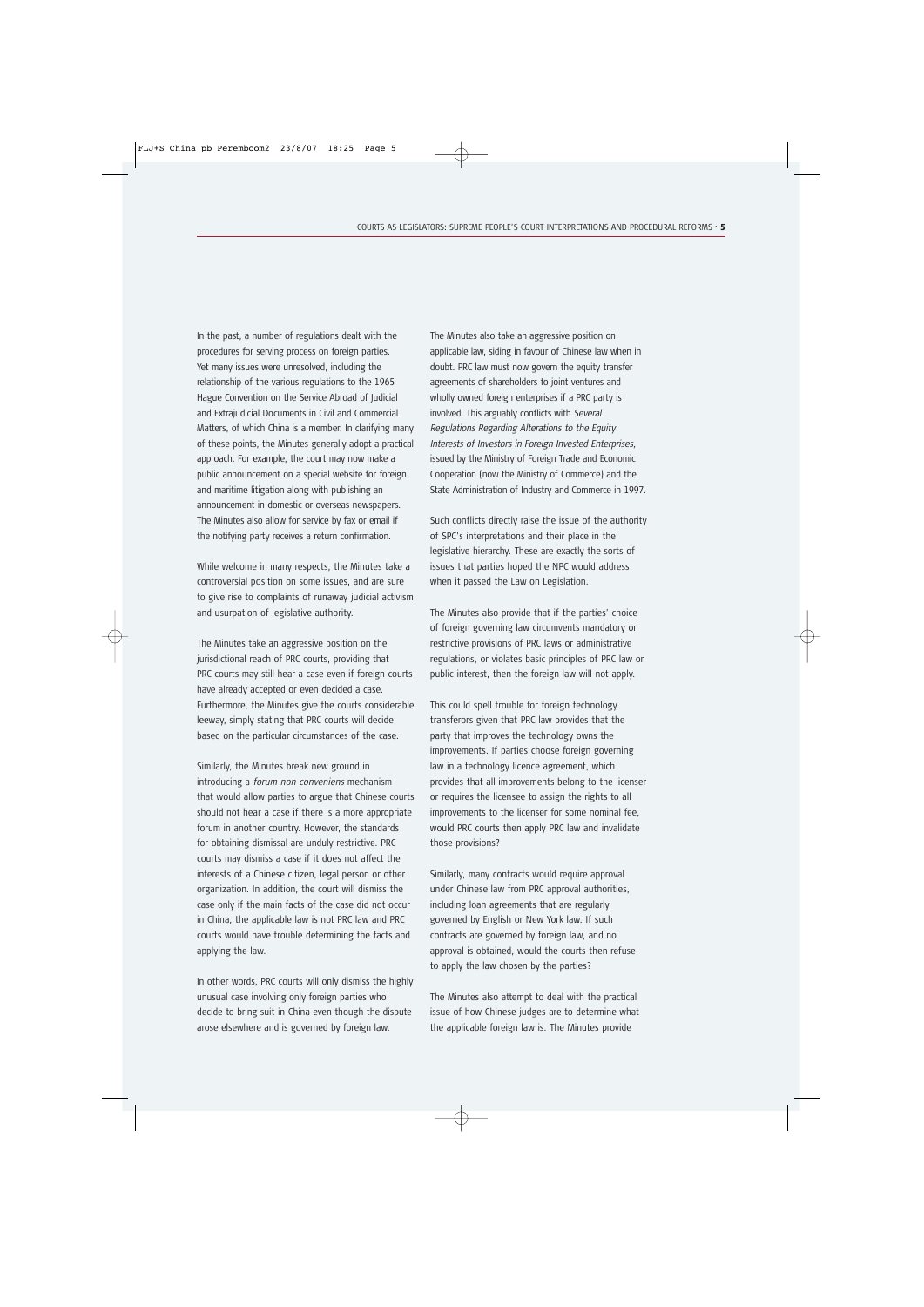In the past, a number of regulations dealt with the procedures for serving process on foreign parties. Yet many issues were unresolved, including the relationship of the various regulations to the 1965 Hague Convention on the Service Abroad of Judicial and Extrajudicial Documents in Civil and Commercial Matters, of which China is a member. In clarifying many of these points, the Minutes generally adopt a practical approach. For example, the court may now make a public announcement on a special website for foreign and maritime litigation along with publishing an announcement in domestic or overseas newspapers. The Minutes also allow for service by fax or email if the notifying party receives a return confirmation.

While welcome in many respects, the Minutes take a controversial position on some issues, and are sure to give rise to complaints of runaway judicial activism and usurpation of legislative authority.

The Minutes take an aggressive position on the jurisdictional reach of PRC courts, providing that PRC courts may still hear a case even if foreign courts have already accepted or even decided a case. Furthermore, the Minutes give the courts considerable leeway, simply stating that PRC courts will decide based on the particular circumstances of the case.

Similarly, the Minutes break new ground in introducing a *forum non conveniens* mechanism that would allow parties to argue that Chinese courts should not hear a case if there is a more appropriate forum in another country. However, the standards for obtaining dismissal are unduly restrictive. PRC courts may dismiss a case if it does not affect the interests of a Chinese citizen, legal person or other organization. In addition, the court will dismiss the case only if the main facts of the case did not occur in China, the applicable law is not PRC law and PRC courts would have trouble determining the facts and applying the law.

In other words, PRC courts will only dismiss the highly unusual case involving only foreign parties who decide to bring suit in China even though the dispute arose elsewhere and is governed by foreign law.

The Minutes also take an aggressive position on applicable law, siding in favour of Chinese law when in doubt. PRC law must now govern the equity transfer agreements of shareholders to joint ventures and wholly owned foreign enterprises if a PRC party is involved. This arguably conflicts with *Several Regulations Regarding Alterations to the Equity Interests of Investors in Foreign Invested Enterprises*, issued by the Ministry of Foreign Trade and Economic Cooperation (now the Ministry of Commerce) and the State Administration of Industry and Commerce in 1997.

Such conflicts directly raise the issue of the authority of SPC's interpretations and their place in the legislative hierarchy. These are exactly the sorts of issues that parties hoped the NPC would address when it passed the Law on Legislation.

The Minutes also provide that if the parties' choice of foreign governing law circumvents mandatory or restrictive provisions of PRC laws or administrative regulations, or violates basic principles of PRC law or public interest, then the foreign law will not apply.

This could spell trouble for foreign technology transferors given that PRC law provides that the party that improves the technology owns the improvements. If parties choose foreign governing law in a technology licence agreement, which provides that all improvements belong to the licenser or requires the licensee to assign the rights to all improvements to the licenser for some nominal fee, would PRC courts then apply PRC law and invalidate those provisions?

Similarly, many contracts would require approval under Chinese law from PRC approval authorities, including loan agreements that are regularly governed by English or New York law. If such contracts are governed by foreign law, and no approval is obtained, would the courts then refuse to apply the law chosen by the parties?

The Minutes also attempt to deal with the practical issue of how Chinese judges are to determine what the applicable foreign law is. The Minutes provide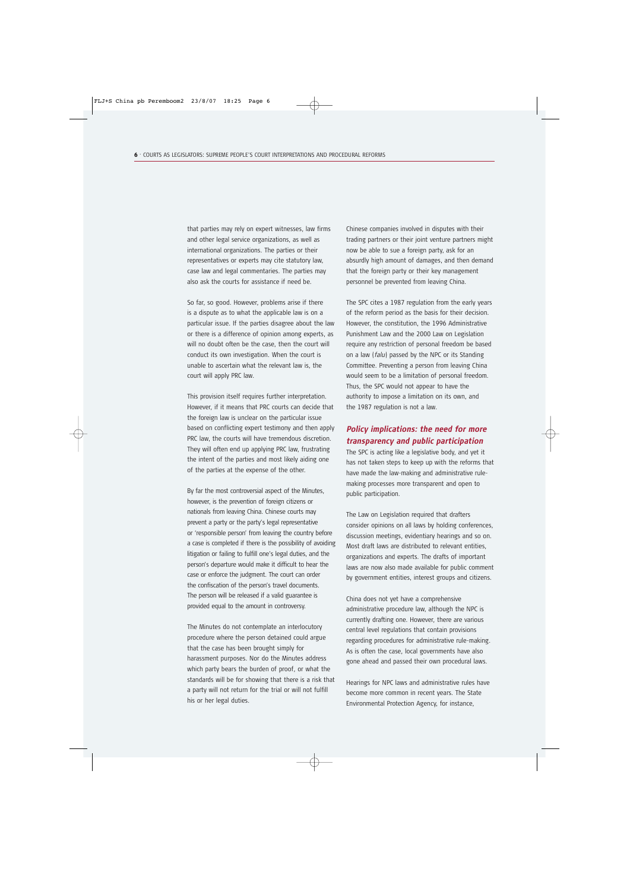that parties may rely on expert witnesses, law firms and other legal service organizations, as well as international organizations. The parties or their representatives or experts may cite statutory law, case law and legal commentaries. The parties may also ask the courts for assistance if need be.

So far, so good. However, problems arise if there is a dispute as to what the applicable law is on a particular issue. If the parties disagree about the law or there is a difference of opinion among experts, as will no doubt often be the case, then the court will conduct its own investigation. When the court is unable to ascertain what the relevant law is, the court will apply PRC law.

This provision itself requires further interpretation. However, if it means that PRC courts can decide that the foreign law is unclear on the particular issue based on conflicting expert testimony and then apply PRC law, the courts will have tremendous discretion. They will often end up applying PRC law, frustrating the intent of the parties and most likely aiding one of the parties at the expense of the other.

By far the most controversial aspect of the Minutes, however, is the prevention of foreign citizens or nationals from leaving China. Chinese courts may prevent a party or the party's legal representative or 'responsible person' from leaving the country before a case is completed if there is the possibility of avoiding litigation or failing to fulfill one's legal duties, and the person's departure would make it difficult to hear the case or enforce the judgment. The court can order the confiscation of the person's travel documents. The person will be released if a valid guarantee is provided equal to the amount in controversy.

The Minutes do not contemplate an interlocutory procedure where the person detained could argue that the case has been brought simply for harassment purposes. Nor do the Minutes address which party bears the burden of proof, or what the standards will be for showing that there is a risk that a party will not return for the trial or will not fulfill his or her legal duties.

Chinese companies involved in disputes with their trading partners or their joint venture partners might now be able to sue a foreign party, ask for an absurdly high amount of damages, and then demand that the foreign party or their key management personnel be prevented from leaving China.

The SPC cites a 1987 regulation from the early years of the reform period as the basis for their decision. However, the constitution, the 1996 Administrative Punishment Law and the 2000 Law on Legislation require any restriction of personal freedom be based on a law (*falu*) passed by the NPC or its Standing Committee. Preventing a person from leaving China would seem to be a limitation of personal freedom. Thus, the SPC would not appear to have the authority to impose a limitation on its own, and the 1987 regulation is not a law.

## Policy implications: the need for more transparency and public participation

The SPC is acting like a legislative body, and yet it has not taken steps to keep up with the reforms that have made the law-making and administrative rule-making processes more transparent and open to public participation.

The Law on Legislation required that drafters consider opinions on all laws by holding conferences, discussion meetings, evidentiary hearings and so on. Most draft laws are distributed to relevant entities, organizations and experts. The drafts of important laws are now also made available for public comment by government entities, interest groups and citizens.

China does not yet have a comprehensive administrative procedure law, although the NPC is currently drafting one. However, there are various central level regulations that contain provisions regarding procedures for administrative rule-making. As is often the case, local governments have also gone ahead and passed their own procedural laws.

Hearings for NPC laws and administrative rules have become more common in recent years. The State Environmental Protection Agency, for instance,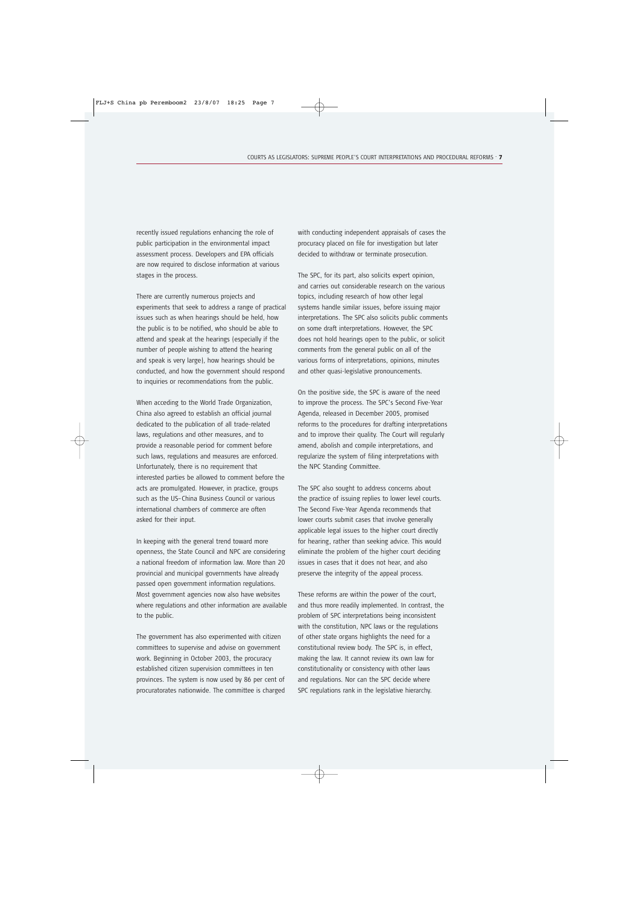recently issued regulations enhancing the role of public participation in the environmental impact assessment process. Developers and EPA officials are now required to disclose information at various stages in the process.

There are currently numerous projects and experiments that seek to address a range of practical issues such as when hearings should be held, how the public is to be notified, who should be able to attend and speak at the hearings (especially if the number of people wishing to attend the hearing and speak is very large), how hearings should be conducted, and how the government should respond to inquiries or recommendations from the public.

When acceding to the World Trade Organization, China also agreed to establish an official journal dedicated to the publication of all trade-related laws, regulations and other measures, and to provide a reasonable period for comment before such laws, regulations and measures are enforced. Unfortunately, there is no requirement that interested parties be allowed to comment before the acts are promulgated. However, in practice, groups such as the US–China Business Council or various international chambers of commerce are often asked for their input.

In keeping with the general trend toward more openness, the State Council and NPC are considering a national freedom of information law. More than 20 provincial and municipal governments have already passed open government information regulations. Most government agencies now also have websites where regulations and other information are available to the public.

The government has also experimented with citizen committees to supervise and advise on government work. Beginning in October 2003, the procuracy established citizen supervision committees in ten provinces. The system is now used by 86 per cent of procuratorates nationwide. The committee is charged with conducting independent appraisals of cases the procuracy placed on file for investigation but later decided to withdraw or terminate prosecution.

The SPC, for its part, also solicits expert opinion, and carries out considerable research on the various topics, including research of how other legal systems handle similar issues, before issuing major interpretations. The SPC also solicits public comments on some draft interpretations. However, the SPC does not hold hearings open to the public, or solicit comments from the general public on all of the various forms of interpretations, opinions, minutes and other quasi-legislative pronouncements.

On the positive side, the SPC is aware of the need to improve the process. The SPC's Second Five-Year Agenda, released in December 2005, promised reforms to the procedures for drafting interpretations and to improve their quality. The Court will regularly amend, abolish and compile interpretations, and regularize the system of filing interpretations with the NPC Standing Committee.

The SPC also sought to address concerns about the practice of issuing replies to lower level courts. The Second Five-Year Agenda recommends that lower courts submit cases that involve generally applicable legal issues to the higher court directly for hearing, rather than seeking advice. This would eliminate the problem of the higher court deciding issues in cases that it does not hear, and also preserve the integrity of the appeal process.

These reforms are within the power of the court, and thus more readily implemented. In contrast, the problem of SPC interpretations being inconsistent with the constitution, NPC laws or the regulations of other state organs highlights the need for a constitutional review body. The SPC is, in effect, making the law. It cannot review its own law for constitutionality or consistency with other laws and regulations. Nor can the SPC decide where SPC regulations rank in the legislative hierarchy.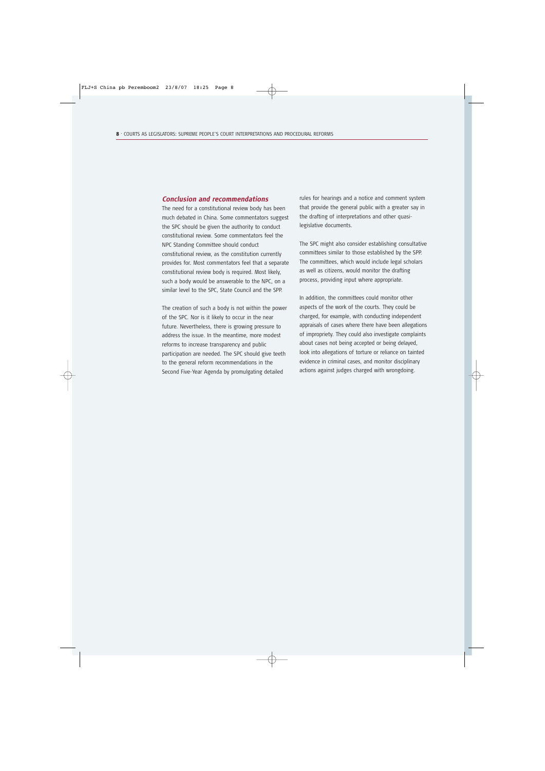## *Conclusion and recommendations*

The need for a constitutional review body has been much debated in China. Some commentators suggest the SPC should be given the authority to conduct constitutional review. Some commentators feel the NPC Standing Committee should conduct constitutional review, as the constitution currently provides for. Most commentators feel that a separate constitutional review body is required. Most likely, such a body would be answerable to the NPC, on a similar level to the SPC, State Council and the SPP.

The creation of such a body is not within the power of the SPC. Nor is it likely to occur in the near future. Nevertheless, there is growing pressure to address the issue. In the meantime, more modest reforms to increase transparency and public participation are needed. The SPC should give teeth to the general reform recommendations in the Second Five-Year Agenda by promulgating detailed rules for hearings and a notice and comment system that provide the general public with a greater say in the drafting of interpretations and other quasi-legislative documents.

The SPC might also consider establishing consultative committees similar to those established by the SPP. The committees, which would include legal scholars as well as citizens, would monitor the drafting process, providing input where appropriate.

In addition, the committees could monitor other aspects of the work of the courts. They could be charged, for example, with conducting independent appraisals of cases where there have been allegations of impropriety. They could also investigate complaints about cases not being accepted or being delayed, look into allegations of torture or reliance on tainted evidence in criminal cases, and monitor disciplinary actions against judges charged with wrongdoing.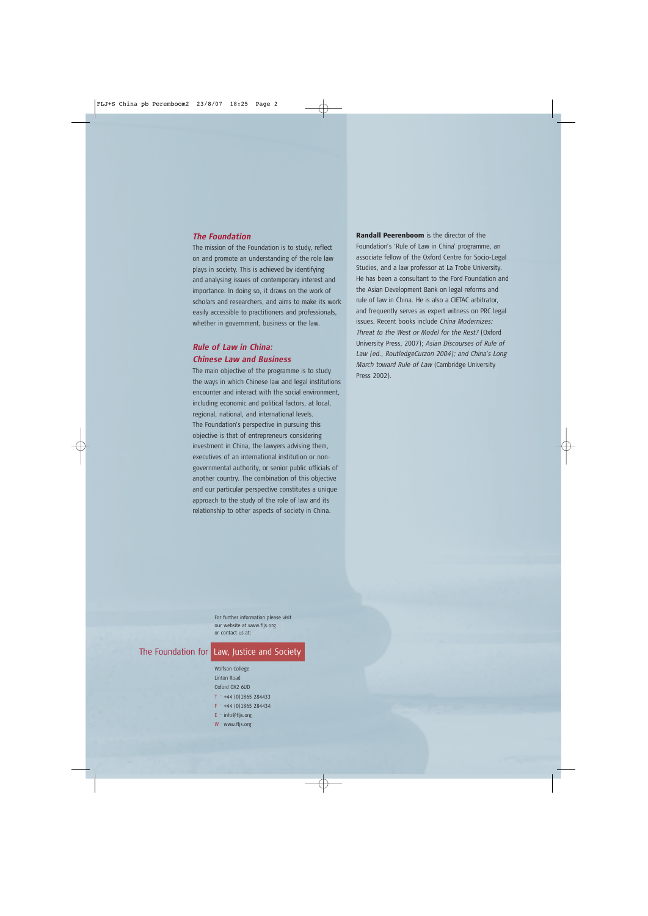### *The Foundation*

The mission of the Foundation is to study, reflect on and promote an understanding of the role law plays in society. This is achieved by identifying and analysing issues of contemporary interest and importance. In doing so, it draws on the work of scholars and researchers, and aims to make its work easily accessible to practitioners and professionals, whether in government, business or the law.

### *Rule of Law in China: Chinese Law and Business*

The main objective of the programme is to study the ways in which Chinese law and legal institutions encounter and interact with the social environment, including economic and political factors, at local, regional, national, and international levels.
The Foundation's perspective in pursuing this objective is that of entrepreneurs considering investment in China, the lawyers advising them, executives of an international institution or non-governmental authority, or senior public officials of another country. The combination of this objective and our particular perspective constitutes a unique approach to the study of the role of law and its relationship to other aspects of society in China.

**Randall Peerenboom** is the director of the Foundation's 'Rule of Law in China' programme, an associate fellow of the Oxford Centre for Socio-Legal Studies, and a law professor at La Trobe University. He has been a consultant to the Ford Foundation and the Asian Development Bank on legal reforms and rule of law in China. He is also a CIETAC arbitrator, and frequently serves as expert witness on PRC legal issues. Recent books include *China Modernizes: Threat to the West or Model for the Rest?* (Oxford University Press, 2007); *Asian Discourses of Rule of Law (ed., RoutledgeCurzon 2004); and China's Long March toward Rule of Law* (Cambridge University Press 2002).

For further information please visit our website at www.fljs.org or contact us at:

The Foundation for Law, Justice and Society

Wolfson College
Linton Road
Oxford OX2 6UD
T · +44 (0)1865 284433
F · +44 (0)1865 284434
E · info@fljs.org
W · www.fljs.org